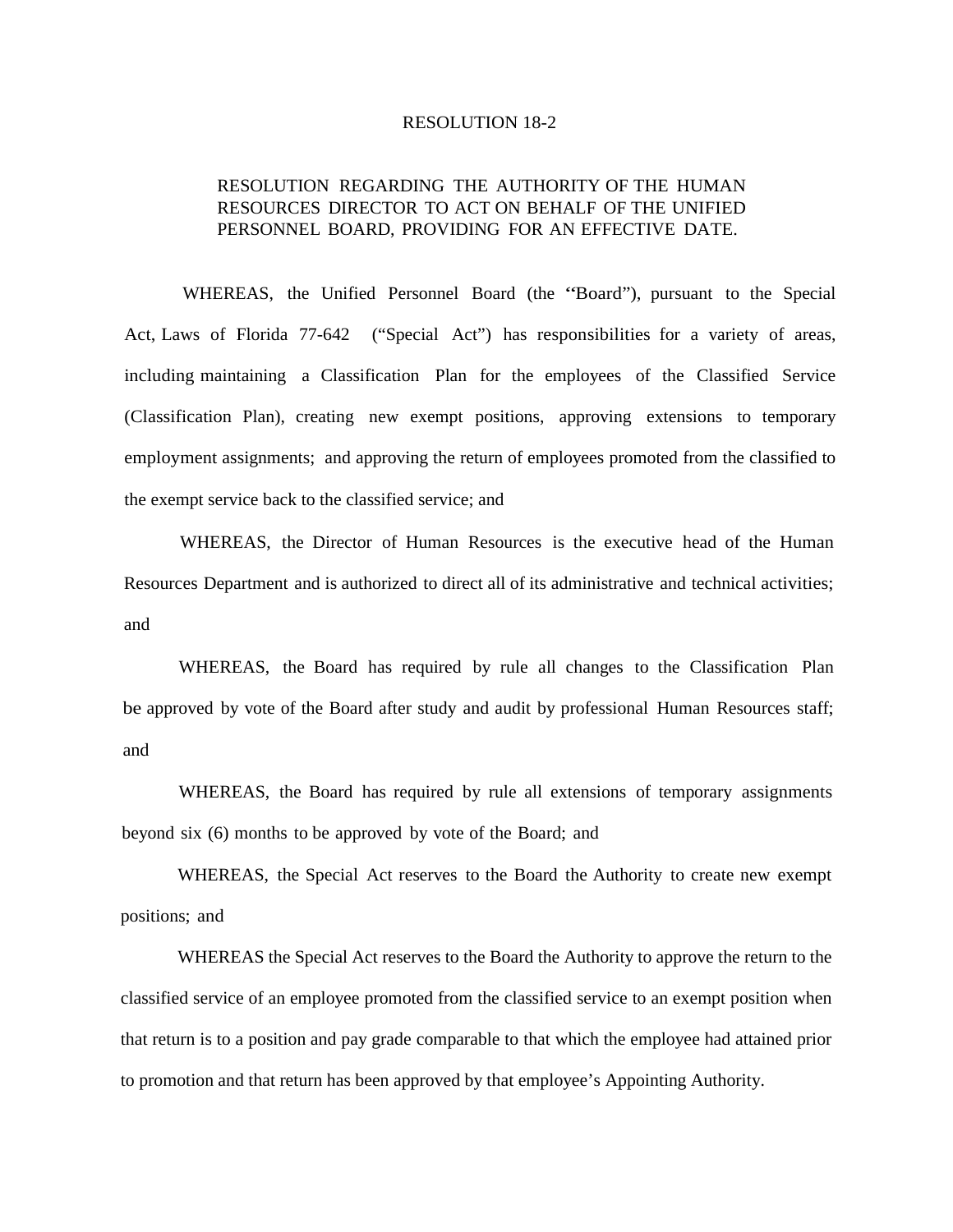# RESOLUTION 18-2

RESOLUTION REGARDING THE AUTHORITY OF THE HUMAN RESOURCES DIRECTOR TO ACT ON BEHALF OF THE UNIFIED PERSONNEL BOARD, PROVIDING FOR AN EFFECTIVE DATE.

WHEREAS, the Unified Personnel Board (the "Board"), pursuant to the Special Act, Laws of Florida 77-642 ("Special Act") has responsibilities for a variety of areas, including maintaining a Classification Plan for the employees of the Classified Service (Classification Plan), creating new exempt positions, approving extensions to temporary employment assignments; and approving the return of employees promoted from the classified to the exempt service back to the classified service; and

WHEREAS, the Director of Human Resources is the executive head of the Human Resources Department and is authorized to direct all of its administrative and technical activities; and

WHEREAS, the Board has required by rule all changes to the Classification Plan be approved by vote of the Board after study and audit by professional Human Resources staff; and

WHEREAS, the Board has required by rule all extensions of temporary assignments beyond six (6) months to be approved by vote of the Board; and

WHEREAS, the Special Act reserves to the Board the Authority to create new exempt positions; and

WHEREAS the Special Act reserves to the Board the Authority to approve the return to the classified service of an employee promoted from the classified service to an exempt position when that return is to a position and pay grade comparable to that which the employee had attained prior to promotion and that return has been approved by that employee's Appointing Authority.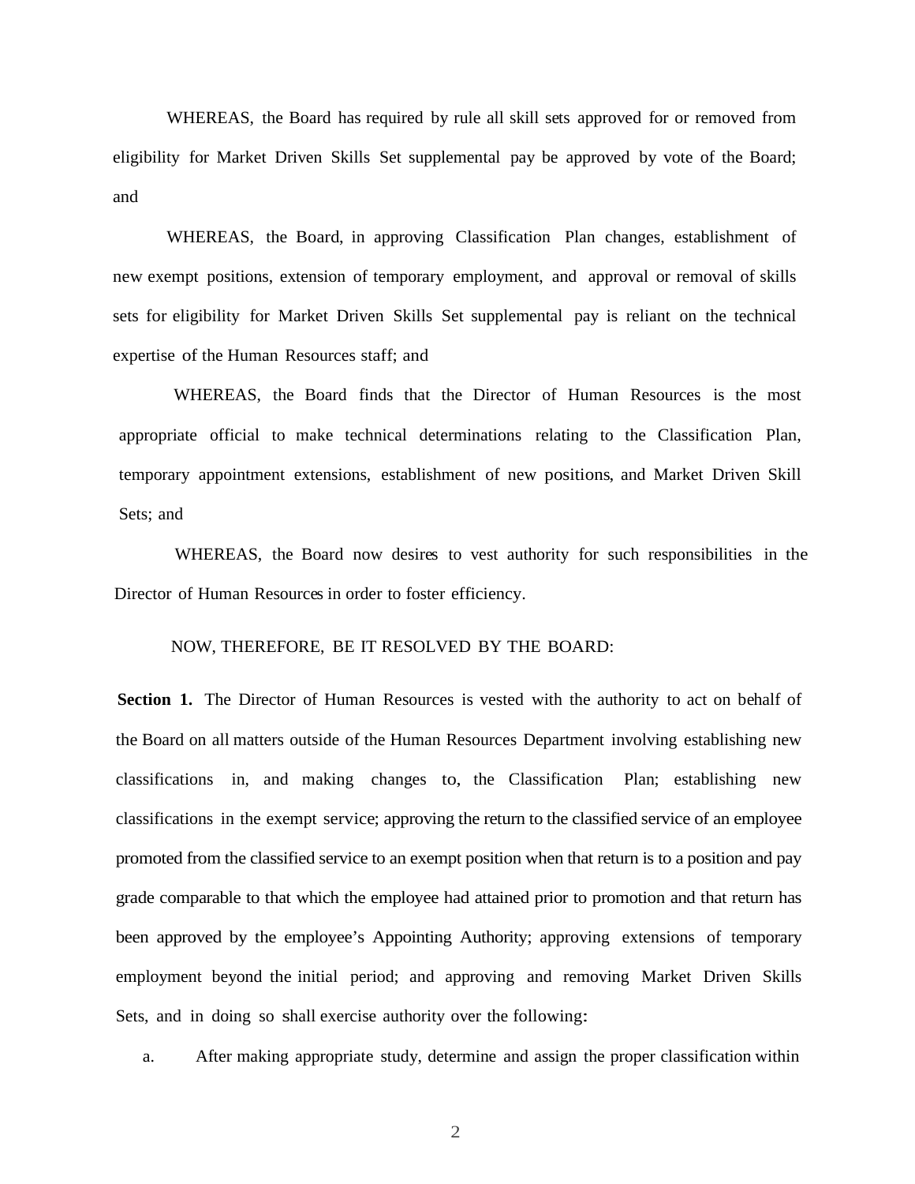WHEREAS, the Board has required by rule all skill sets approved for or removed from eligibility for Market Driven Skills Set supplemental pay be approved by vote of the Board; and

WHEREAS, the Board, in approving Classification Plan changes, establishment of new exempt positions, extension of temporary employment, and approval or removal of skills sets for eligibility for Market Driven Skills Set supplemental pay is reliant on the technical expertise of the Human Resources staff; and

WHEREAS, the Board finds that the Director of Human Resources is the most appropriate official to make technical determinations relating to the Classification Plan, temporary appointment extensions, establishment of new positions, and Market Driven Skill Sets; and

WHEREAS, the Board now desires to vest authority for such responsibilities in the Director of Human Resources in order to foster efficiency.

NOW, THEREFORE, BE IT RESOLVED BY THE BOARD:

**Section 1.** The Director of Human Resources is vested with the authority to act on behalf of the Board on all matters outside of the Human Resources Department involving establishing new classifications in, and making changes to, the Classification Plan; establishing new classifications in the exempt service; approving the return to the classified service of an employee promoted from the classified service to an exempt position when that return is to a position and pay grade comparable to that which the employee had attained prior to promotion and that return has been approved by the employee's Appointing Authority; approving extensions of temporary employment beyond the initial period; and approving and removing Market Driven Skills Sets, and in doing so shall exercise authority over the following:

a. After making appropriate study, determine and assign the proper classification within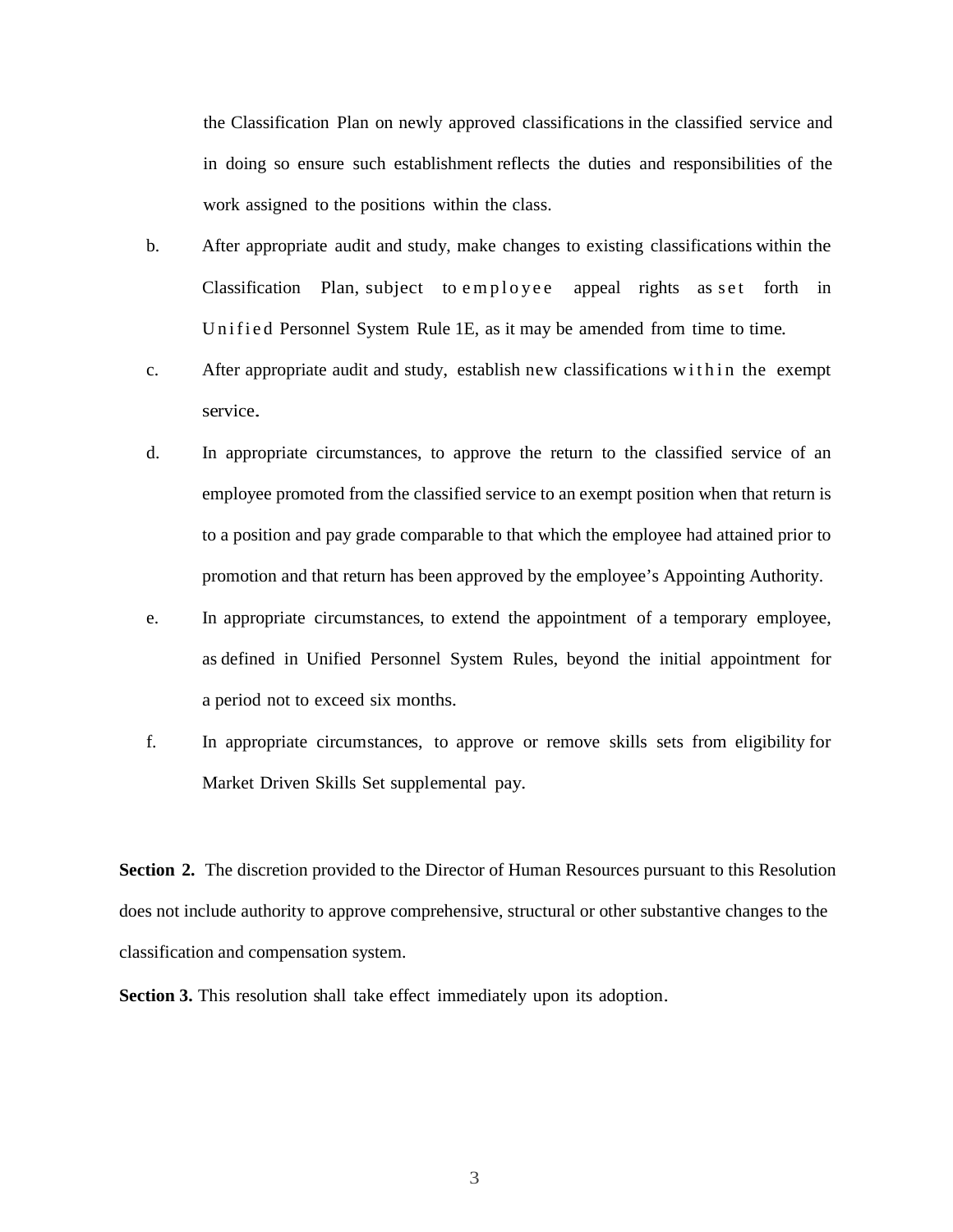the Classification Plan on newly approved classifications in the classified service and in doing so ensure such establishment reflects the duties and responsibilities of the work assigned to the positions within the class.

b. After appropriate audit and study, make changes to existing classifications within the Classification Plan, subject to employee appeal rights as set forth in Unified Personnel System Rule 1E, as it may be amended from time to time.

c. After appropriate audit and study, establish new classifications within the exempt service.

d. In appropriate circumstances, to approve the return to the classified service of an employee promoted from the classified service to an exempt position when that return is to a position and pay grade comparable to that which the employee had attained prior to promotion and that return has been approved by the employee's Appointing Authority.

e. In appropriate circumstances, to extend the appointment of a temporary employee, as defined in Unified Personnel System Rules, beyond the initial appointment for a period not to exceed six months.

f. In appropriate circumstances, to approve or remove skills sets from eligibility for Market Driven Skills Set supplemental pay.

**Section 2.** The discretion provided to the Director of Human Resources pursuant to this Resolution does not include authority to approve comprehensive, structural or other substantive changes to the classification and compensation system.

**Section 3.** This resolution shall take effect immediately upon its adoption.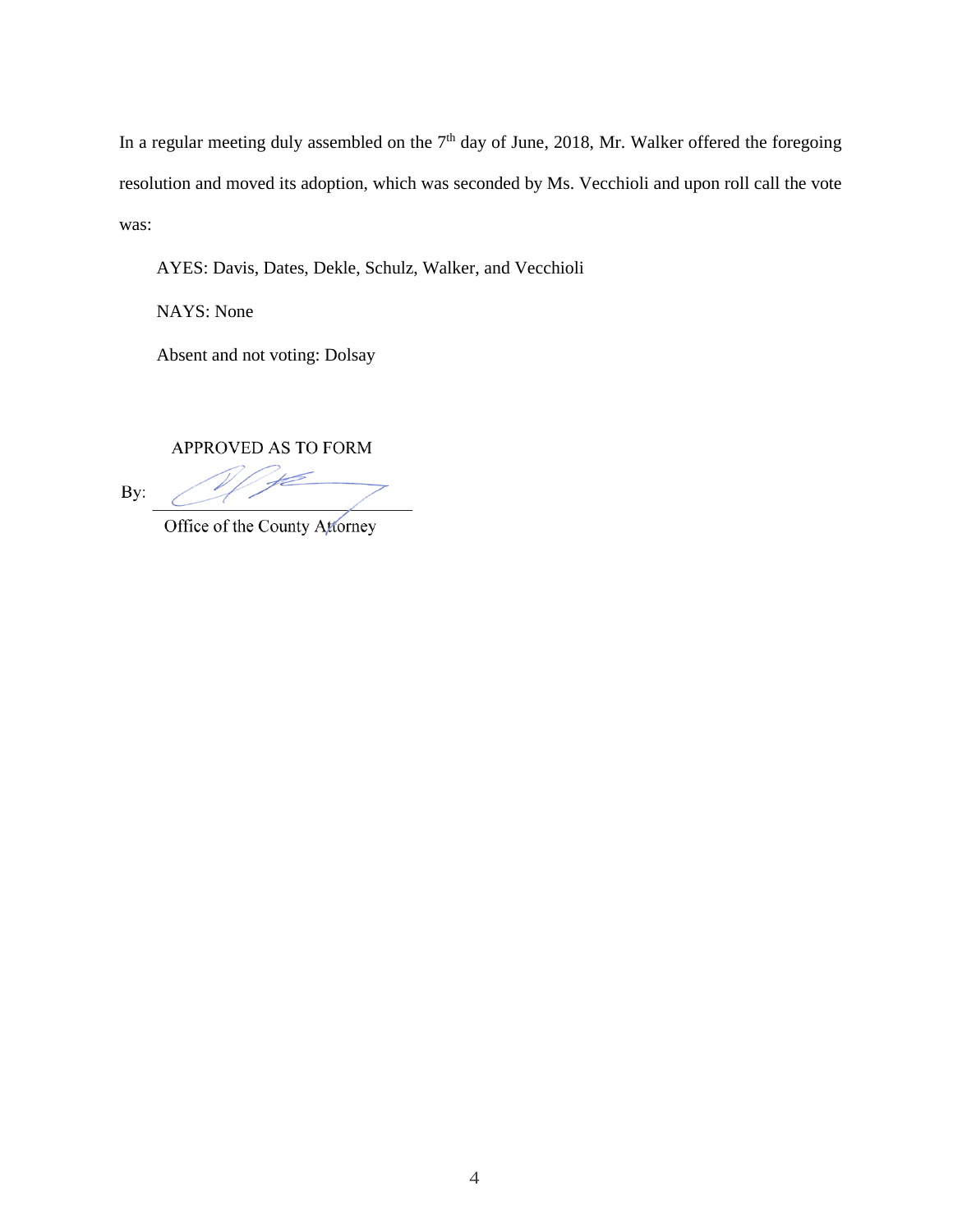In a regular meeting duly assembled on the 7th day of June, 2018, Mr. Walker offered the foregoing resolution and moved its adoption, which was seconded by Ms. Vecchioli and upon roll call the vote was:

AYES: Davis, Dates, Dekle, Schulz, Walker, and Vecchioli

NAYS: None

Absent and not voting: Dolsay

APPROVED AS TO FORM

By: \_\_\_\_\_\_\_\_\_\_\_\_\_\_\_\_\_\_\_\_\_\_\_\_\_\_\_\_

Office of the County Attorney